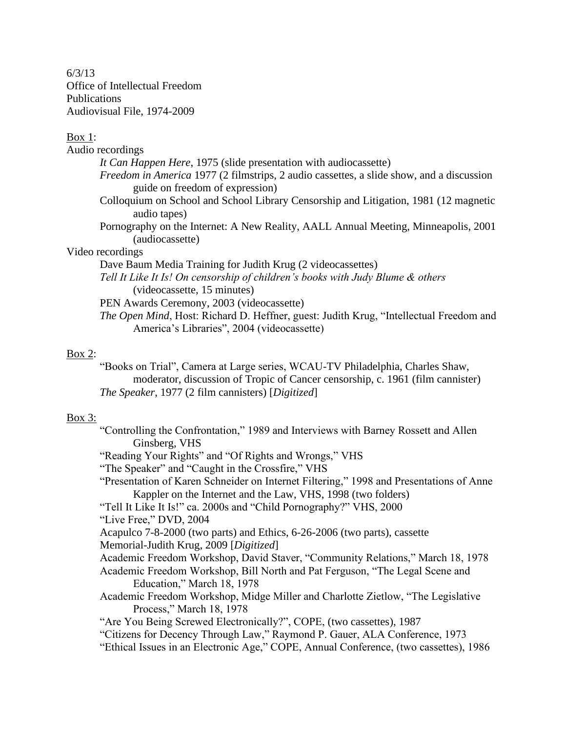6/3/13
Office of Intellectual Freedom
Publications
Audiovisual File, 1974-2009

Box 1:

Audio recordings

- *It Can Happen Here*, 1975 (slide presentation with audiocassette)
- *Freedom in America* 1977 (2 filmstrips, 2 audio cassettes, a slide show, and a discussion guide on freedom of expression)
- Colloquium on School and School Library Censorship and Litigation, 1981 (12 magnetic audio tapes)
- Pornography on the Internet: A New Reality, AALL Annual Meeting, Minneapolis, 2001 (audiocassette)

Video recordings

- Dave Baum Media Training for Judith Krug (2 videocassettes)
- *Tell It Like It Is! On censorship of children's books with Judy Blume & others* (videocassette, 15 minutes)
- PEN Awards Ceremony, 2003 (videocassette)
- *The Open Mind*, Host: Richard D. Heffner, guest: Judith Krug, "Intellectual Freedom and America's Libraries", 2004 (videocassette)

Box 2:

- "Books on Trial", Camera at Large series, WCAU-TV Philadelphia, Charles Shaw, moderator, discussion of Tropic of Cancer censorship, c. 1961 (film cannister)
- *The Speaker*, 1977 (2 film cannisters) [*Digitized*]

Box 3:

- "Controlling the Confrontation," 1989 and Interviews with Barney Rossett and Allen Ginsberg, VHS
- "Reading Your Rights" and "Of Rights and Wrongs," VHS
- "The Speaker" and "Caught in the Crossfire," VHS
- "Presentation of Karen Schneider on Internet Filtering," 1998 and Presentations of Anne Kappler on the Internet and the Law, VHS, 1998 (two folders)
- "Tell It Like It Is!" ca. 2000s and "Child Pornography?" VHS, 2000
- "Live Free," DVD, 2004
- Acapulco 7-8-2000 (two parts) and Ethics, 6-26-2006 (two parts), cassette
- Memorial-Judith Krug, 2009 [*Digitized*]
- Academic Freedom Workshop, David Staver, "Community Relations," March 18, 1978
- Academic Freedom Workshop, Bill North and Pat Ferguson, "The Legal Scene and Education," March 18, 1978
- Academic Freedom Workshop, Midge Miller and Charlotte Zietlow, "The Legislative Process," March 18, 1978
- "Are You Being Screwed Electronically?", COPE, (two cassettes), 1987
- "Citizens for Decency Through Law," Raymond P. Gauer, ALA Conference, 1973
- "Ethical Issues in an Electronic Age," COPE, Annual Conference, (two cassettes), 1986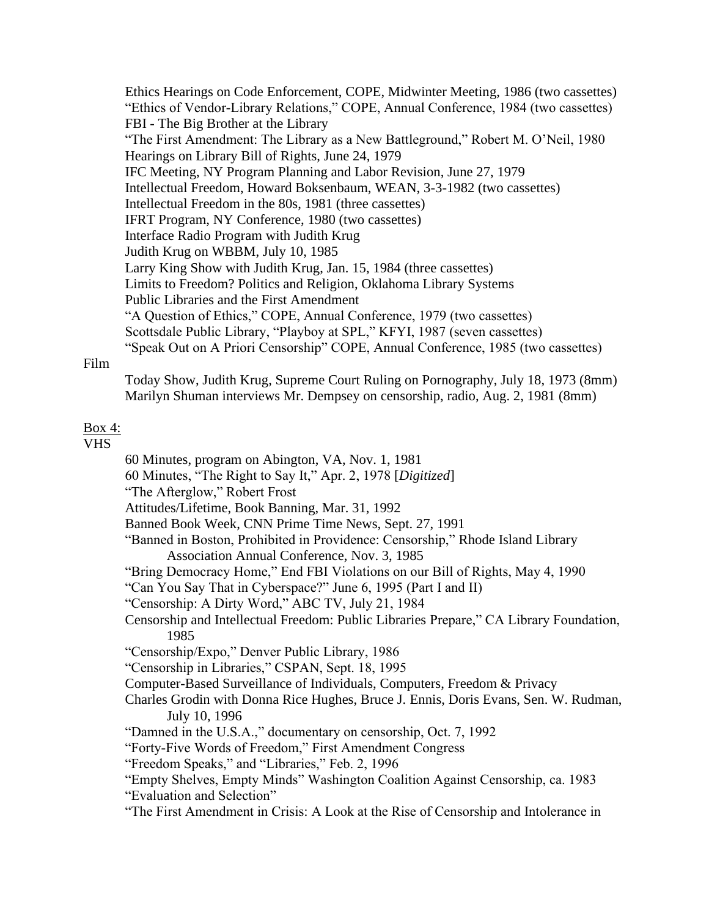Ethics Hearings on Code Enforcement, COPE, Midwinter Meeting, 1986 (two cassettes)
"Ethics of Vendor-Library Relations," COPE, Annual Conference, 1984 (two cassettes)
FBI - The Big Brother at the Library
"The First Amendment: The Library as a New Battleground," Robert M. O'Neil, 1980
Hearings on Library Bill of Rights, June 24, 1979
IFC Meeting, NY Program Planning and Labor Revision, June 27, 1979
Intellectual Freedom, Howard Boksenbaum, WEAN, 3-3-1982 (two cassettes)
Intellectual Freedom in the 80s, 1981 (three cassettes)
IFRT Program, NY Conference, 1980 (two cassettes)
Interface Radio Program with Judith Krug
Judith Krug on WBBM, July 10, 1985
Larry King Show with Judith Krug, Jan. 15, 1984 (three cassettes)
Limits to Freedom? Politics and Religion, Oklahoma Library Systems
Public Libraries and the First Amendment
"A Question of Ethics," COPE, Annual Conference, 1979 (two cassettes)
Scottsdale Public Library, "Playboy at SPL," KFYI, 1987 (seven cassettes)
"Speak Out on A Priori Censorship" COPE, Annual Conference, 1985 (two cassettes)

Film

Today Show, Judith Krug, Supreme Court Ruling on Pornography, July 18, 1973 (8mm)
Marilyn Shuman interviews Mr. Dempsey on censorship, radio, Aug. 2, 1981 (8mm)

<u>Box 4:</u>

VHS

60 Minutes, program on Abington, VA, Nov. 1, 1981
60 Minutes, "The Right to Say It," Apr. 2, 1978 [*Digitized*]
"The Afterglow," Robert Frost
Attitudes/Lifetime, Book Banning, Mar. 31, 1992
Banned Book Week, CNN Prime Time News, Sept. 27, 1991
"Banned in Boston, Prohibited in Providence: Censorship," Rhode Island Library Association Annual Conference, Nov. 3, 1985
"Bring Democracy Home," End FBI Violations on our Bill of Rights, May 4, 1990
"Can You Say That in Cyberspace?" June 6, 1995 (Part I and II)
"Censorship: A Dirty Word," ABC TV, July 21, 1984
Censorship and Intellectual Freedom: Public Libraries Prepare," CA Library Foundation, 1985
"Censorship/Expo," Denver Public Library, 1986
"Censorship in Libraries," CSPAN, Sept. 18, 1995
Computer-Based Surveillance of Individuals, Computers, Freedom & Privacy
Charles Grodin with Donna Rice Hughes, Bruce J. Ennis, Doris Evans, Sen. W. Rudman, July 10, 1996
"Damned in the U.S.A.," documentary on censorship, Oct. 7, 1992
"Forty-Five Words of Freedom," First Amendment Congress
"Freedom Speaks," and "Libraries," Feb. 2, 1996
"Empty Shelves, Empty Minds" Washington Coalition Against Censorship, ca. 1983
"Evaluation and Selection"
"The First Amendment in Crisis: A Look at the Rise of Censorship and Intolerance in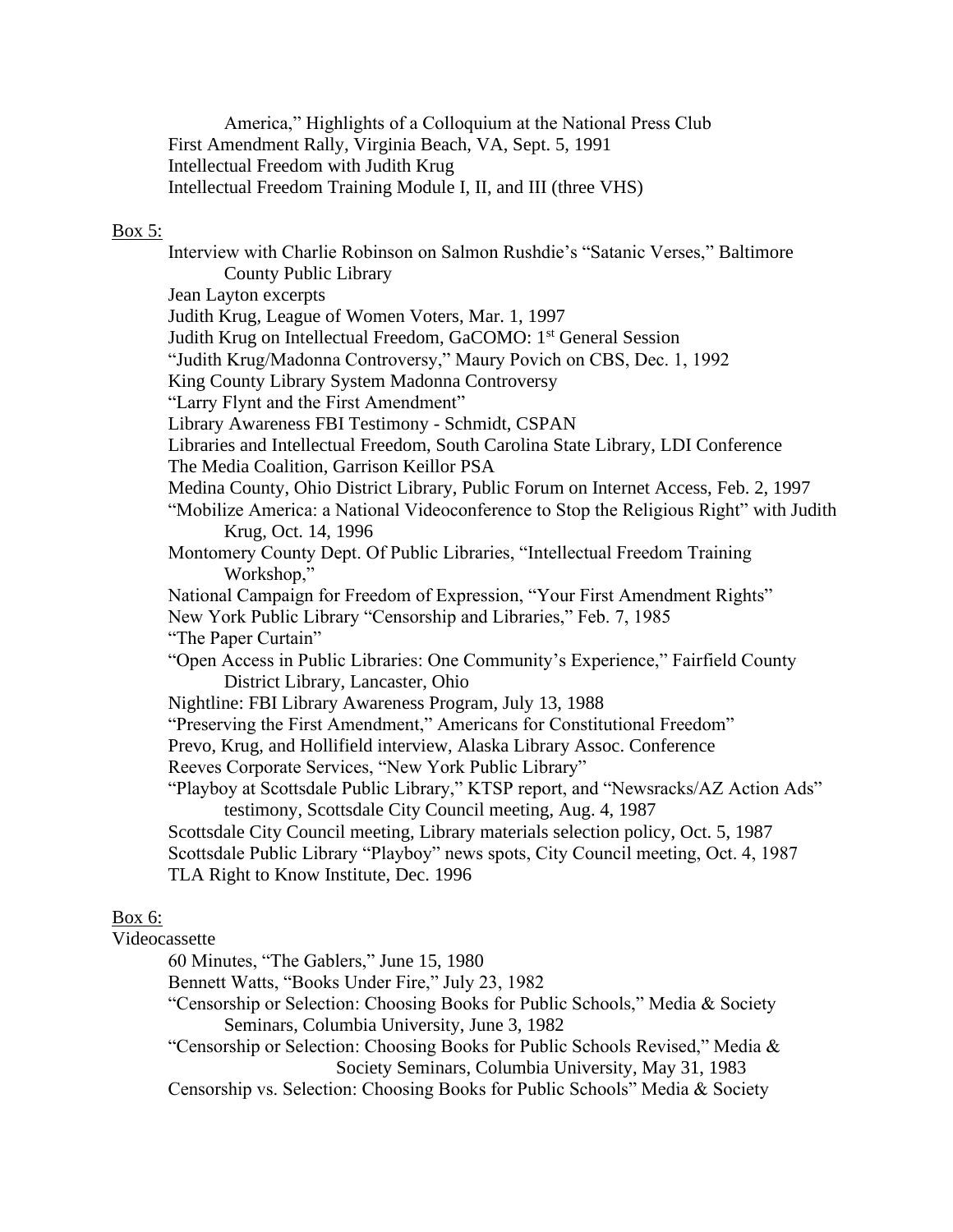America," Highlights of a Colloquium at the National Press Club
First Amendment Rally, Virginia Beach, VA, Sept. 5, 1991
Intellectual Freedom with Judith Krug
Intellectual Freedom Training Module I, II, and III (three VHS)

<u>Box 5:</u>

Interview with Charlie Robinson on Salmon Rushdie's "Satanic Verses," Baltimore County Public Library
Jean Layton excerpts
Judith Krug, League of Women Voters, Mar. 1, 1997
Judith Krug on Intellectual Freedom, GaCOMO: 1st General Session
"Judith Krug/Madonna Controversy," Maury Povich on CBS, Dec. 1, 1992
King County Library System Madonna Controversy
"Larry Flynt and the First Amendment"
Library Awareness FBI Testimony - Schmidt, CSPAN
Libraries and Intellectual Freedom, South Carolina State Library, LDI Conference
The Media Coalition, Garrison Keillor PSA
Medina County, Ohio District Library, Public Forum on Internet Access, Feb. 2, 1997
"Mobilize America: a National Videoconference to Stop the Religious Right" with Judith Krug, Oct. 14, 1996
Montomery County Dept. Of Public Libraries, "Intellectual Freedom Training Workshop,"
National Campaign for Freedom of Expression, "Your First Amendment Rights"
New York Public Library "Censorship and Libraries," Feb. 7, 1985
"The Paper Curtain"
"Open Access in Public Libraries: One Community's Experience," Fairfield County District Library, Lancaster, Ohio
Nightline: FBI Library Awareness Program, July 13, 1988
"Preserving the First Amendment," Americans for Constitutional Freedom"
Prevo, Krug, and Hollifield interview, Alaska Library Assoc. Conference
Reeves Corporate Services, "New York Public Library"
"Playboy at Scottsdale Public Library," KTSP report, and "Newsracks/AZ Action Ads" testimony, Scottsdale City Council meeting, Aug. 4, 1987
Scottsdale City Council meeting, Library materials selection policy, Oct. 5, 1987
Scottsdale Public Library "Playboy" news spots, City Council meeting, Oct. 4, 1987
TLA Right to Know Institute, Dec. 1996

<u>Box 6:</u>

Videocassette

60 Minutes, "The Gablers," June 15, 1980
Bennett Watts, "Books Under Fire," July 23, 1982
"Censorship or Selection: Choosing Books for Public Schools," Media & Society Seminars, Columbia University, June 3, 1982
"Censorship or Selection: Choosing Books for Public Schools Revised," Media & Society Seminars, Columbia University, May 31, 1983
Censorship vs. Selection: Choosing Books for Public Schools" Media & Society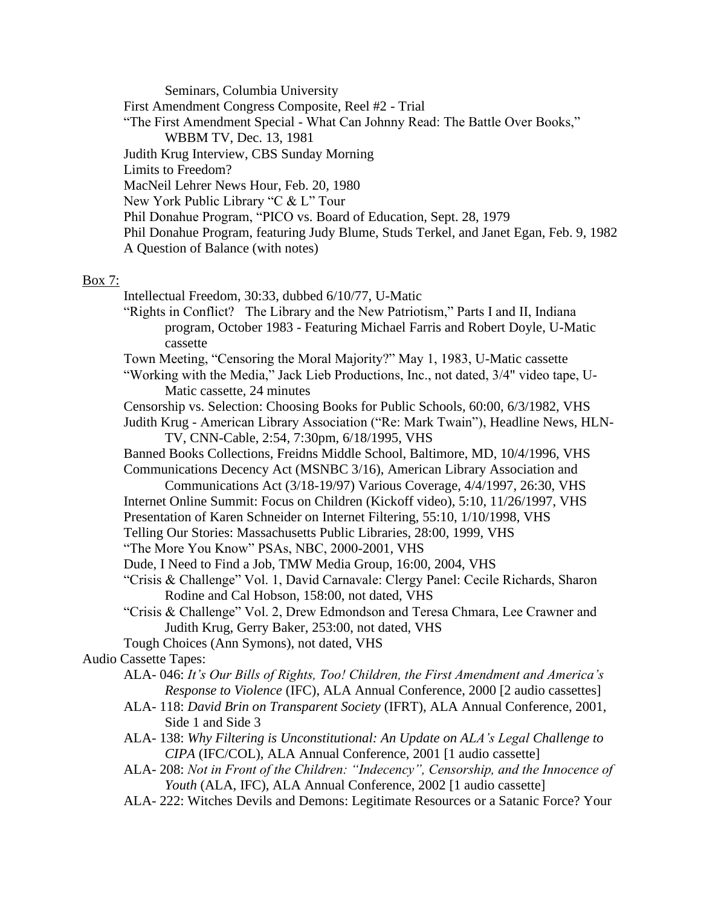Seminars, Columbia University

First Amendment Congress Composite, Reel #2 - Trial

"The First Amendment Special - What Can Johnny Read: The Battle Over Books," WBBM TV, Dec. 13, 1981

Judith Krug Interview, CBS Sunday Morning

Limits to Freedom?

MacNeil Lehrer News Hour, Feb. 20, 1980

New York Public Library "C & L" Tour

Phil Donahue Program, "PICO vs. Board of Education, Sept. 28, 1979

Phil Donahue Program, featuring Judy Blume, Studs Terkel, and Janet Egan, Feb. 9, 1982

A Question of Balance (with notes)

Box 7:

- Intellectual Freedom, 30:33, dubbed 6/10/77, U-Matic
- "Rights in Conflict? The Library and the New Patriotism," Parts I and II, Indiana program, October 1983 - Featuring Michael Farris and Robert Doyle, U-Matic cassette
- Town Meeting, "Censoring the Moral Majority?" May 1, 1983, U-Matic cassette
- "Working with the Media," Jack Lieb Productions, Inc., not dated, 3/4" video tape, U-Matic cassette, 24 minutes
- Censorship vs. Selection: Choosing Books for Public Schools, 60:00, 6/3/1982, VHS
- Judith Krug - American Library Association ("Re: Mark Twain"), Headline News, HLN-TV, CNN-Cable, 2:54, 7:30pm, 6/18/1995, VHS
- Banned Books Collections, Freidns Middle School, Baltimore, MD, 10/4/1996, VHS
- Communications Decency Act (MSNBC 3/16), American Library Association and Communications Act (3/18-19/97) Various Coverage, 4/4/1997, 26:30, VHS
- Internet Online Summit: Focus on Children (Kickoff video), 5:10, 11/26/1997, VHS
- Presentation of Karen Schneider on Internet Filtering, 55:10, 1/10/1998, VHS
- Telling Our Stories: Massachusetts Public Libraries, 28:00, 1999, VHS
- "The More You Know" PSAs, NBC, 2000-2001, VHS
- Dude, I Need to Find a Job, TMW Media Group, 16:00, 2004, VHS
- "Crisis & Challenge" Vol. 1, David Carnavale: Clergy Panel: Cecile Richards, Sharon Rodine and Cal Hobson, 158:00, not dated, VHS
- "Crisis & Challenge" Vol. 2, Drew Edmondson and Teresa Chmara, Lee Crawner and Judith Krug, Gerry Baker, 253:00, not dated, VHS
- Tough Choices (Ann Symons), not dated, VHS

Audio Cassette Tapes:

- ALA- 046: *It's Our Bills of Rights, Too! Children, the First Amendment and America's Response to Violence* (IFC), ALA Annual Conference, 2000 [2 audio cassettes]
- ALA- 118: *David Brin on Transparent Society* (IFRT), ALA Annual Conference, 2001, Side 1 and Side 3
- ALA- 138: *Why Filtering is Unconstitutional: An Update on ALA's Legal Challenge to CIPA* (IFC/COL), ALA Annual Conference, 2001 [1 audio cassette]
- ALA- 208: *Not in Front of the Children: "Indecency", Censorship, and the Innocence of Youth* (ALA, IFC), ALA Annual Conference, 2002 [1 audio cassette]
- ALA- 222: Witches Devils and Demons: Legitimate Resources or a Satanic Force? Your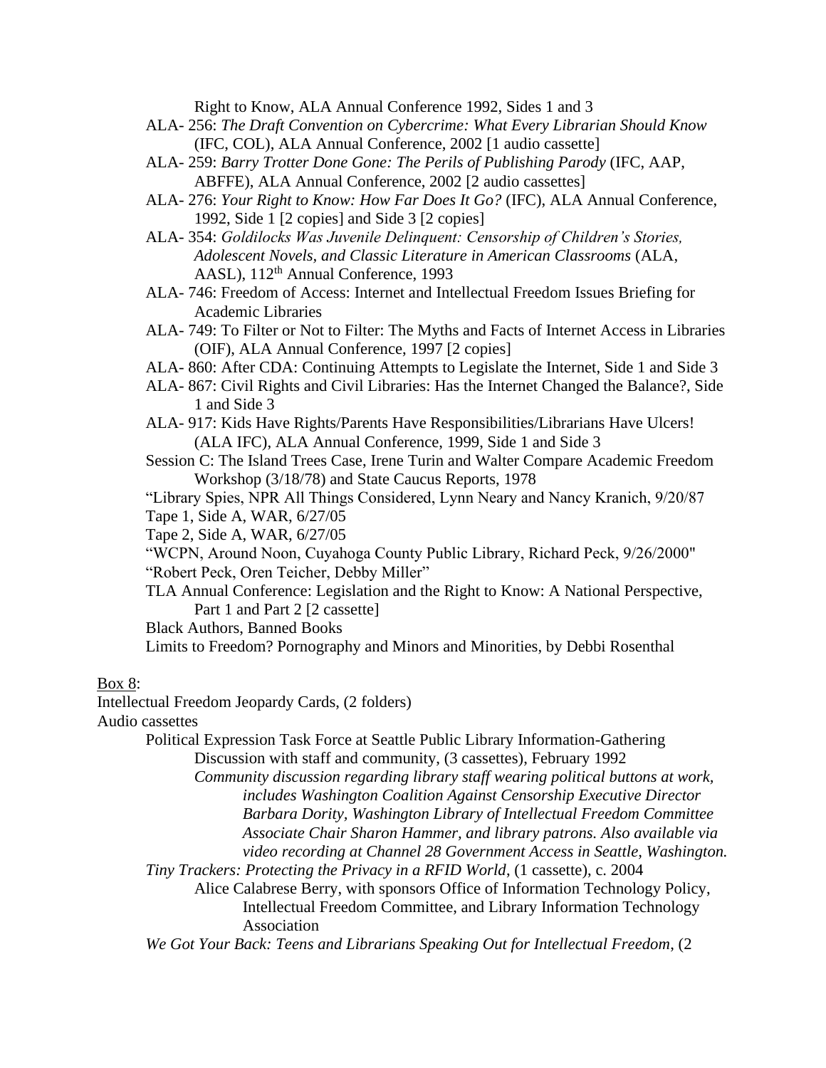Right to Know, ALA Annual Conference 1992, Sides 1 and 3

ALA- 256: *The Draft Convention on Cybercrime: What Every Librarian Should Know* (IFC, COL), ALA Annual Conference, 2002 [1 audio cassette]

ALA- 259: *Barry Trotter Done Gone: The Perils of Publishing Parody* (IFC, AAP, ABFFE), ALA Annual Conference, 2002 [2 audio cassettes]

ALA- 276: *Your Right to Know: How Far Does It Go?* (IFC), ALA Annual Conference, 1992, Side 1 [2 copies] and Side 3 [2 copies]

ALA- 354: *Goldilocks Was Juvenile Delinquent: Censorship of Children's Stories, Adolescent Novels, and Classic Literature in American Classrooms* (ALA, AASL), 112th Annual Conference, 1993

ALA- 746: Freedom of Access: Internet and Intellectual Freedom Issues Briefing for Academic Libraries

ALA- 749: To Filter or Not to Filter: The Myths and Facts of Internet Access in Libraries (OIF), ALA Annual Conference, 1997 [2 copies]

ALA- 860: After CDA: Continuing Attempts to Legislate the Internet, Side 1 and Side 3

ALA- 867: Civil Rights and Civil Libraries: Has the Internet Changed the Balance?, Side 1 and Side 3

ALA- 917: Kids Have Rights/Parents Have Responsibilities/Librarians Have Ulcers! (ALA IFC), ALA Annual Conference, 1999, Side 1 and Side 3

Session C: The Island Trees Case, Irene Turin and Walter Compare Academic Freedom Workshop (3/18/78) and State Caucus Reports, 1978

"Library Spies, NPR All Things Considered, Lynn Neary and Nancy Kranich, 9/20/87

Tape 1, Side A, WAR, 6/27/05

Tape 2, Side A, WAR, 6/27/05

"WCPN, Around Noon, Cuyahoga County Public Library, Richard Peck, 9/26/2000"

"Robert Peck, Oren Teicher, Debby Miller"

TLA Annual Conference: Legislation and the Right to Know: A National Perspective, Part 1 and Part 2 [2 cassette]

Black Authors, Banned Books

Limits to Freedom? Pornography and Minors and Minorities, by Debbi Rosenthal

Box 8:

Intellectual Freedom Jeopardy Cards, (2 folders)

Audio cassettes

Political Expression Task Force at Seattle Public Library Information-Gathering Discussion with staff and community, (3 cassettes), February 1992

*Community discussion regarding library staff wearing political buttons at work, includes Washington Coalition Against Censorship Executive Director Barbara Dority, Washington Library of Intellectual Freedom Committee Associate Chair Sharon Hammer, and library patrons. Also available via video recording at Channel 28 Government Access in Seattle, Washington.*

*Tiny Trackers: Protecting the Privacy in a RFID World*, (1 cassette), c. 2004

Alice Calabrese Berry, with sponsors Office of Information Technology Policy, Intellectual Freedom Committee, and Library Information Technology Association

*We Got Your Back: Teens and Librarians Speaking Out for Intellectual Freedom*, (2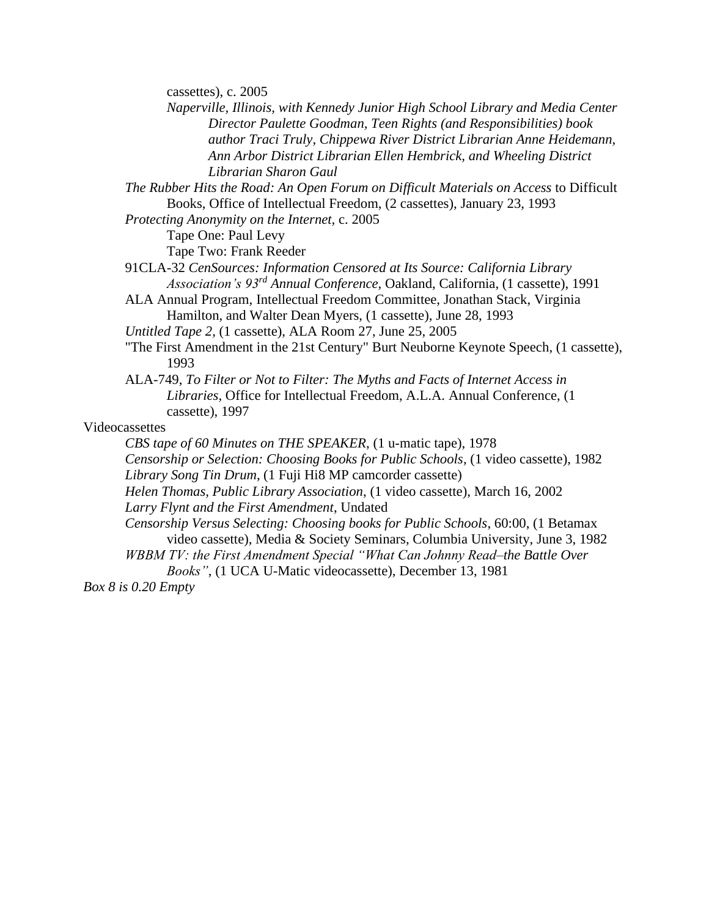cassettes), c. 2005

*Naperville, Illinois, with Kennedy Junior High School Library and Media Center Director Paulette Goodman, Teen Rights (and Responsibilities) book author Traci Truly, Chippewa River District Librarian Anne Heidemann, Ann Arbor District Librarian Ellen Hembrick, and Wheeling District Librarian Sharon Gaul*

*The Rubber Hits the Road: An Open Forum on Difficult Materials on Access* to Difficult Books, Office of Intellectual Freedom, (2 cassettes), January 23, 1993

*Protecting Anonymity on the Internet,* c. 2005

Tape One: Paul Levy

Tape Two: Frank Reeder

91CLA-32 *CenSources: Information Censored at Its Source: California Library Association's 93rd Annual Conference,* Oakland, California, (1 cassette), 1991

ALA Annual Program, Intellectual Freedom Committee, Jonathan Stack, Virginia Hamilton, and Walter Dean Myers, (1 cassette), June 28, 1993

*Untitled Tape 2,* (1 cassette), ALA Room 27, June 25, 2005

"The First Amendment in the 21st Century" Burt Neuborne Keynote Speech, (1 cassette), 1993

ALA-749, *To Filter or Not to Filter: The Myths and Facts of Internet Access in Libraries,* Office for Intellectual Freedom, A.L.A. Annual Conference, (1 cassette), 1997

Videocassettes

*CBS tape of 60 Minutes on THE SPEAKER*, (1 u-matic tape), 1978

*Censorship or Selection: Choosing Books for Public Schools*, (1 video cassette), 1982

*Library Song Tin Drum*, (1 Fuji Hi8 MP camcorder cassette)

*Helen Thomas, Public Library Association*, (1 video cassette), March 16, 2002

*Larry Flynt and the First Amendment*, Undated

*Censorship Versus Selecting: Choosing books for Public Schools*, 60:00, (1 Betamax video cassette), Media & Society Seminars, Columbia University, June 3, 1982

*WBBM TV: the First Amendment Special "What Can Johnny Read–the Battle Over Books"*, (1 UCA U-Matic videocassette), December 13, 1981

*Box 8 is 0.20 Empty*